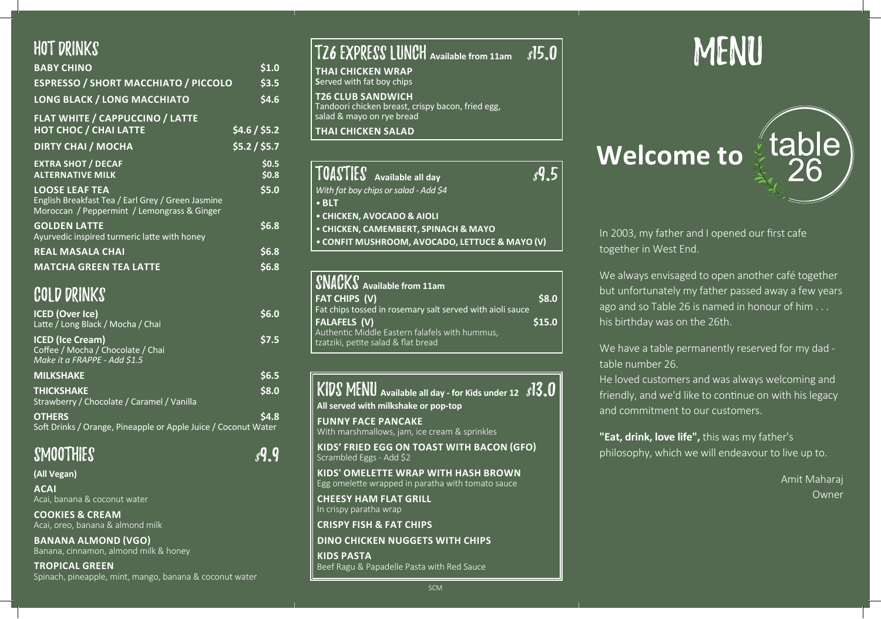## HOT DRINKS

| | |
|---|---|
| **BABY CHINO** | **$1.0** |
| **ESPRESSO / SHORT MACCHIATO / PICCOLO** | **$3.5** |
| **LONG BLACK / LONG MACCHIATO** | **$4.6** |
| **FLAT WHITE / CAPPUCCINO / LATTE HOT CHOC / CHAI LATTE** | **$4.6 / $5.2** |
| **DIRTY CHAI / MOCHA** | **$5.2 / $5.7** |
| **EXTRA SHOT / DECAF** | **$0.5** |
| **ALTERNATIVE MILK** | **$0.8** |
| **LOOSE LEAF TEA** English Breakfast Tea / Earl Grey / Green Jasmine Moroccan / Peppermint / Lemongrass & Ginger | **$5.0** |
| **GOLDEN LATTE** Ayurvedic inspired turmeric latte with honey | **$6.8** |
| **REAL MASALA CHAI** | **$6.8** |
| **MATCHA GREEN TEA LATTE** | **$6.8** |

## COLD DRINKS

| | |
|---|---|
| **ICED (Over Ice)** Latte / Long Black / Mocha / Chai | **$6.0** |
| **ICED (Ice Cream)** Coffee / Mocha / Chocolate / Chai *Make it a FRAPPE - Add $1.5* | **$7.5** |
| **MILKSHAKE** | **$6.5** |
| **THICKSHAKE** Strawberry / Chocolate / Caramel / Vanilla | **$8.0** |
| **OTHERS** Soft Drinks / Orange, Pineapple or Apple Juice / Coconut Water | **$4.8** |

## SMOOTHIES $9.9

**(All Vegan)**

**ACAI**
Acai, banana & coconut water

**COOKIES & CREAM**
Acai, oreo, banana & almond milk

**BANANA ALMOND (VGO)**
Banana, cinnamon, almond milk & honey

**TROPICAL GREEN**
Spinach, pineapple, mint, mango, banana & coconut water

## T26 EXPRESS LUNCH **Available from 11am** $15.0

**THAI CHICKEN WRAP**
Served with fat boy chips

**T26 CLUB SANDWICH**
Tandoori chicken breast, crispy bacon, fried egg, salad & mayo on rye bread

**THAI CHICKEN SALAD**

## TOASTIES **Available all day** $9.5

*With fat boy chips or salad - Add $4*

- **BLT**
- **CHICKEN, AVOCADO & AIOLI**
- **CHICKEN, CAMEMBERT, SPINACH & MAYO**
- **CONFIT MUSHROOM, AVOCADO, LETTUCE & MAYO (V)**

## SNACKS **Available from 11am**

| | |
|---|---|
| **FAT CHIPS (V)** Fat chips tossed in rosemary salt served with aioli sauce | **$8.0** |
| **FALAFELS (V)** Authentic Middle Eastern falafels with hummus, tzatziki, petite salad & flat bread | **$15.0** |

## KIDS MENU **Available all day - for Kids under 12** $13.0

**All served with milkshake or pop-top**

**FUNNY FACE PANCAKE**
With marshmallows, jam, ice cream & sprinkles

**KIDS' FRIED EGG ON TOAST WITH BACON (GFO)**
Scrambled Eggs - Add $2

**KIDS' OMELETTE WRAP WITH HASH BROWN**
Egg omelette wrapped in paratha with tomato sauce

**CHEESY HAM FLAT GRILL**
In crispy paratha wrap

**CRISPY FISH & FAT CHIPS**

**DINO CHICKEN NUGGETS WITH CHIPS**

**KIDS PASTA**
Beef Ragu & Papadelle Pasta with Red Sauce

SCM

# MENU

## Welcome to table 26

In 2003, my father and I opened our first cafe together in West End.

We always envisaged to open another café together but unfortunately my father passed away a few years ago and so Table 26 is named in honour of him . . . his birthday was on the 26th.

We have a table permanently reserved for my dad - table number 26.
He loved customers and was always welcoming and friendly, and we'd like to continue on with his legacy and commitment to our customers.

**"Eat, drink, love life",** this was my father's philosophy, which we will endeavour to live up to.

Amit Maharaj
Owner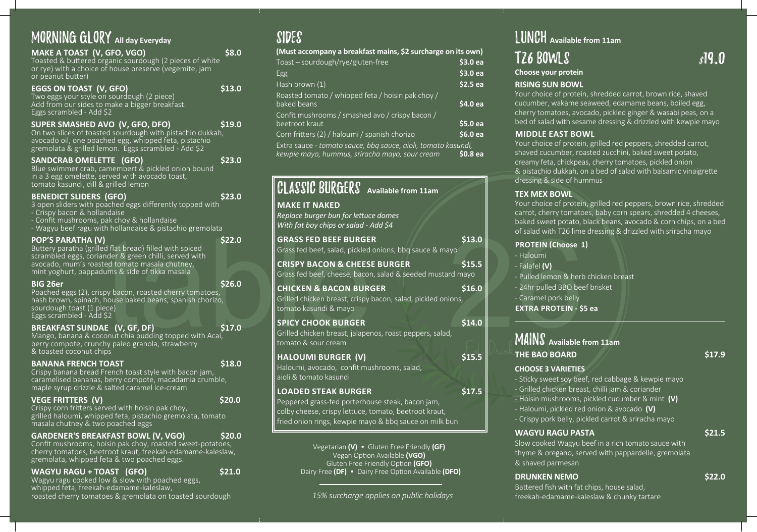# MORNING GLORY All day Everyday

**MAKE A TOAST (V, GFO, VGO)** **$8.0**
Toasted & buttered organic sourdough (2 pieces of white or rye) with a choice of house preserve (vegemite, jam or peanut butter)

**EGGS ON TOAST (V, GFO)** **$13.0**
Two eggs your style on sourdough (2 piece)
Add from our sides to make a bigger breakfast.
Eggs scrambled - Add $2

**SUPER SMASHED AVO (V, GFO, DFO)** **$19.0**
On two slices of toasted sourdough with pistachio dukkah, avocado oil, one poached egg, whipped feta, pistachio gremolata & grilled lemon. Eggs scrambled - Add $2

**SANDCRAB OMELETTE (GFO)** **$23.0**
Blue swimmer crab, camembert & pickled onion bound in a 3 egg omelette, served with avocado toast, tomato kasundi, dill & grilled lemon

**BENEDICT SLIDERS (GFO)** **$23.0**
3 open sliders with poached eggs differently topped with
- Crispy bacon & hollandaise
- Confit mushrooms, pak choy & hollandaise
- Wagyu beef ragu with hollandaise & pistachio gremolata

**POP'S PARATHA (V)** **$22.0**
Buttery paratha (grilled flat bread) filled with spiced scrambled eggs, coriander & green chilli, served with avocado, mum's roasted tomato masala chutney, mint yoghurt, pappadums & side of tikka masala

**BIG 26er** **$26.0**
Poached eggs (2), crispy bacon, roasted cherry tomatoes, hash brown, spinach, house baked beans, spanish chorizo, sourdough toast (1 piece)
Eggs scrambled - Add $2

**BREAKFAST SUNDAE (V, GF, DF)** **$17.0**
Mango, banana & coconut chia pudding topped with Acai, berry compote, crunchy paleo granola, strawberry & toasted coconut chips

**BANANA FRENCH TOAST** **$18.0**
Crispy banana bread French toast style with bacon jam, caramelised bananas, berry compote, macadamia crumble, maple syrup drizzle & salted caramel ice-cream

**VEGE FRITTERS (V)** **$20.0**
Crispy corn fritters served with hoisin pak choy, grilled haloumi, whipped feta, pistachio gremolata, tomato masala chutney & two poached eggs

**GARDENER'S BREAKFAST BOWL (V, VGO)** **$20.0**
Confit mushrooms, hoisin pak choy, roasted sweet-potatoes, cherry tomatoes, beetroot kraut, freekah-edamame-kaleslaw, gremolata, whipped feta & two poached eggs.

**WAGYU RAGU + TOAST (GFO)** **$21.0**
Wagyu ragu cooked low & slow with poached eggs, whipped feta, freekah-edamame-kaleslaw, roasted cherry tomatoes & gremolata on toasted sourdough

# SIDES

**(Must accompany a breakfast mains, $2 surcharge on its own)**

| | |
|---|---|
| Toast – sourdough/rye/gluten-free | $3.0 ea |
| Egg | $3.0 ea |
| Hash brown (1) | $2.5 ea |
| Roasted tomato / whipped feta / hoisin pak choy / baked beans | $4.0 ea |
| Confit mushrooms / smashed avo / crispy bacon / beetroot kraut | $5.0 ea |
| Corn fritters (2) / haloumi / spanish chorizo | $6.0 ea |
| Extra sauce - *tomato sauce, bbq sauce, aioli, tomato kasundi, kewpie mayo, hummus, sriracha mayo, sour cream* | $0.8 ea |

# CLASSIC BURGERS Available from 11am

**MAKE IT NAKED**
*Replace burger bun for lettuce domes*
*With fat boy chips or salad - Add $4*

**GRASS FED BEEF BURGER** **$13.0**
Grass fed beef, salad, pickled onions, bbq sauce & mayo

**CRISPY BACON & CHEESE BURGER** **$15.5**
Grass fed beef, cheese, bacon, salad & seeded mustard mayo

**CHICKEN & BACON BURGER** **$16.0**
Grilled chicken breast, crispy bacon, salad, pickled onions, tomato kasundi & mayo

**SPICY CHOOK BURGER** **$14.0**
Grilled chicken breast, jalapenos, roast peppers, salad, tomato & sour cream

**HALOUMI BURGER (V)** **$15.5**
Haloumi, avocado, confit mushrooms, salad, aioli & tomato kasundi

**LOADED STEAK BURGER** **$17.5**
Peppered grass-fed porterhouse steak, bacon jam, colby cheese, crispy lettuce, tomato, beetroot kraut, fried onion rings, kewpie mayo & bbq sauce on milk bun

Vegetarian **(V)** • Gluten Free Friendly **(GF)**
Vegan Option Available **(VGO)**
Gluten Free Friendly Option **(GFO)**
Dairy Free **(DF)** • Dairy Free Option Available **(DFO)**

*15% surcharge applies on public holidays*

# LUNCH Available from 11am

## T26 BOWLS $19.0

**Choose your protein**

**RISING SUN BOWL**
Your choice of protein, shredded carrot, brown rice, shaved cucumber, wakame seaweed, edamame beans, boiled egg, cherry tomatoes, avocado, pickled ginger & wasabi peas, on a bed of salad with sesame dressing & drizzled with kewpie mayo

**MIDDLE EAST BOWL**
Your choice of protein, grilled red peppers, shredded carrot, shaved cucumber, roasted zucchini, baked sweet potato, creamy feta, chickpeas, cherry tomatoes, pickled onion & pistachio dukkah, on a bed of salad with balsamic vinaigrette dressing & side of hummus

**TEX MEX BOWL**
Your choice of protein, grilled red peppers, brown rice, shredded carrot, cherry tomatoes, baby corn spears, shredded 4 cheeses, baked sweet potato, black beans, avocado & corn chips, on a bed of salad with T26 lime dressing & drizzled with sriracha mayo

**PROTEIN (Choose 1)**
- Haloumi
- Falafel **(V)**
- Pulled lemon & herb chicken breast
- 24hr pulled BBQ beef brisket
- Caramel pork belly

**EXTRA PROTEIN - $5 ea**

# MAINS Available from 11am

**THE BAO BOARD** **$17.9**

**CHOOSE 3 VARIETIES**
- Sticky sweet soy beef, red cabbage & kewpie mayo
- Grilled chicken breast, chilli jam & coriander
- Hoisin mushrooms, pickled cucumber & mint **(V)**
- Haloumi, pickled red onion & avocado **(V)**
- Crispy pork belly, pickled carrot & sriracha mayo

**WAGYU RAGU PASTA** **$21.5**
Slow cooked Wagyu beef in a rich tomato sauce with thyme & oregano, served with pappardelle, gremolata & shaved parmesan

**DRUNKEN NEMO** **$22.0**
Battered fish with fat chips, house salad, freekah-edamame-kaleslaw & chunky tartare